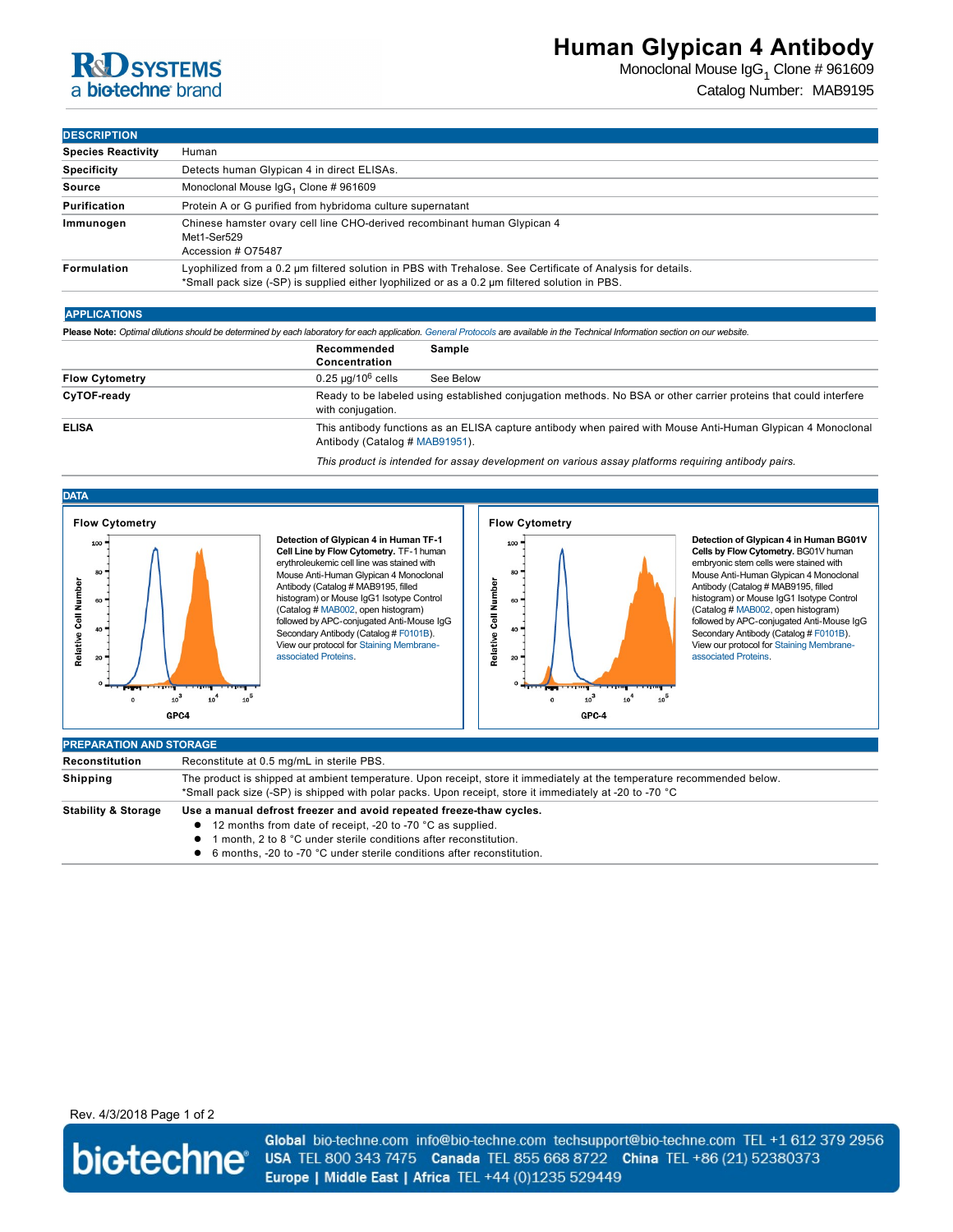# Human Glypican 4 Antibody

Monoclonal Mouse $IgG_1$ Clone # 961609

Catalog Number: MAB9195

## DESCRIPTION

| | |
|---|---|
| **Species Reactivity** | Human |
| **Specificity** | Detects human Glypican 4 in direct ELISAs. |
| **Source** | Monoclonal Mouse $IgG_1$ Clone # 961609 |
| **Purification** | Protein A or G purified from hybridoma culture supernatant |
| **Immunogen** | Chinese hamster ovary cell line CHO-derived recombinant human Glypican 4<br>Met1-Ser529<br>Accession # O75487 |
| **Formulation** | Lyophilized from a 0.2 μm filtered solution in PBS with Trehalose. See Certificate of Analysis for details.<br>*Small pack size (-SP) is supplied either lyophilized or as a 0.2 μm filtered solution in PBS. |

## APPLICATIONS

**Please Note:** *Optimal dilutions should be determined by each laboratory for each application. General Protocols are available in the Technical Information section on our website.*

| | Recommended Concentration | Sample |
|---|---|---|
| **Flow Cytometry** | 0.25 μg/$10^6$ cells | See Below |
| **CyTOF-ready** | Ready to be labeled using established conjugation methods. No BSA or other carrier proteins that could interfere with conjugation. | |
| **ELISA** | This antibody functions as an ELISA capture antibody when paired with Mouse Anti-Human Glypican 4 Monoclonal Antibody (Catalog # MAB91951).<br>*This product is intended for assay development on various assay platforms requiring antibody pairs.* | |

## DATA

**Flow Cytometry**

**Detection of Glypican 4 in Human TF-1 Cell Line by Flow Cytometry.** TF-1 human erythroleukemic cell line was stained with Mouse Anti-Human Glypican 4 Monoclonal Antibody (Catalog # MAB9195, filled histogram) or Mouse IgG1 Isotype Control (Catalog # MAB002, open histogram) followed by APC-conjugated Anti-Mouse IgG Secondary Antibody (Catalog # F0101B). View our protocol for Staining Membrane-associated Proteins.

**Flow Cytometry**

**Detection of Glypican 4 in Human BG01V Cells by Flow Cytometry.** BG01V human embryonic stem cells were stained with Mouse Anti-Human Glypican 4 Monoclonal Antibody (Catalog # MAB9195, filled histogram) or Mouse IgG1 Isotype Control (Catalog # MAB002, open histogram) followed by APC-conjugated Anti-Mouse IgG Secondary Antibody (Catalog # F0101B). View our protocol for Staining Membrane-associated Proteins.

## PREPARATION AND STORAGE

| | |
|---|---|
| **Reconstitution** | Reconstitute at 0.5 mg/mL in sterile PBS. |
| **Shipping** | The product is shipped at ambient temperature. Upon receipt, store it immediately at the temperature recommended below.<br>*Small pack size (-SP) is shipped with polar packs. Upon receipt, store it immediately at -20 to -70 °C |
| **Stability & Storage** | **Use a manual defrost freezer and avoid repeated freeze-thaw cycles.**<br>● 12 months from date of receipt, -20 to -70 °C as supplied.<br>● 1 month, 2 to 8 °C under sterile conditions after reconstitution.<br>● 6 months, -20 to -70 °C under sterile conditions after reconstitution. |

Rev. 4/3/2018

**Global** bio-techne.com info@bio-techne.com techsupport@bio-techne.com TEL +1 612 379 2956
**USA** TEL 800 343 7475 **Canada** TEL 855 668 8722 **China** TEL +86 (21) 52380373
**Europe | Middle East | Africa** TEL +44 (0)1235 529449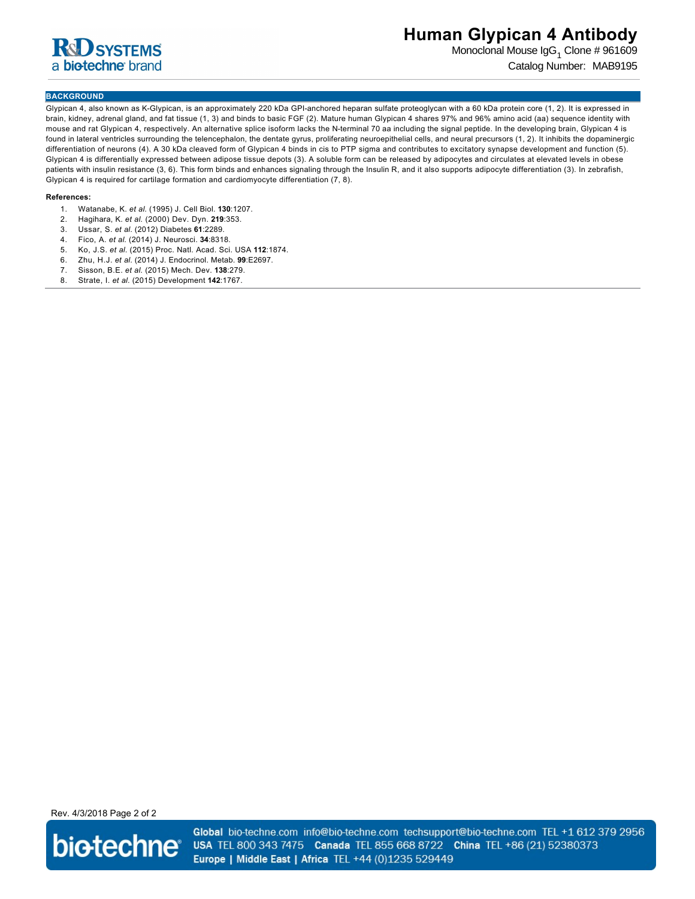# Human Glypican 4 Antibody

Monoclonal Mouse $IgG_1$ Clone # 961609

Catalog Number: MAB9195

## BACKGROUND

Glypican 4, also known as K-Glypican, is an approximately 220 kDa GPI-anchored heparan sulfate proteoglycan with a 60 kDa protein core (1, 2). It is expressed in brain, kidney, adrenal gland, and fat tissue (1, 3) and binds to basic FGF (2). Mature human Glypican 4 shares 97% and 96% amino acid (aa) sequence identity with mouse and rat Glypican 4, respectively. An alternative splice isoform lacks the N-terminal 70 aa including the signal peptide. In the developing brain, Glypican 4 is found in lateral ventricles surrounding the telencephalon, the dentate gyrus, proliferating neuroepithelial cells, and neural precursors (1, 2). It inhibits the dopaminergic differentiation of neurons (4). A 30 kDa cleaved form of Glypican 4 binds in cis to PTP sigma and contributes to excitatory synapse development and function (5). Glypican 4 is differentially expressed between adipose tissue depots (3). A soluble form can be released by adipocytes and circulates at elevated levels in obese patients with insulin resistance (3, 6). This form binds and enhances signaling through the Insulin R, and it also supports adipocyte differentiation (3). In zebrafish, Glypican 4 is required for cartilage formation and cardiomyocyte differentiation (7, 8).

**References:**

1. Watanabe, K. *et al.* (1995) J. Cell Biol. **130**:1207.
2. Hagihara, K. *et al.* (2000) Dev. Dyn. **219**:353.
3. Ussar, S. *et al.* (2012) Diabetes **61**:2289.
4. Fico, A. *et al.* (2014) J. Neurosci. **34**:8318.
5. Ko, J.S. *et al.* (2015) Proc. Natl. Acad. Sci. USA **112**:1874.
6. Zhu, H.J. *et al.* (2014) J. Endocrinol. Metab. **99**:E2697.
7. Sisson, B.E. *et al.* (2015) Mech. Dev. **138**:279.
8. Strate, I. *et al.* (2015) Development **142**:1767.

Rev. 4/3/2018

**Global** bio-techne.com info@bio-techne.com techsupport@bio-techne.com TEL +1 612 379 2956
**USA** TEL 800 343 7475 **Canada** TEL 855 668 8722 **China** TEL +86 (21) 52380373
**Europe | Middle East | Africa** TEL +44 (0)1235 529449